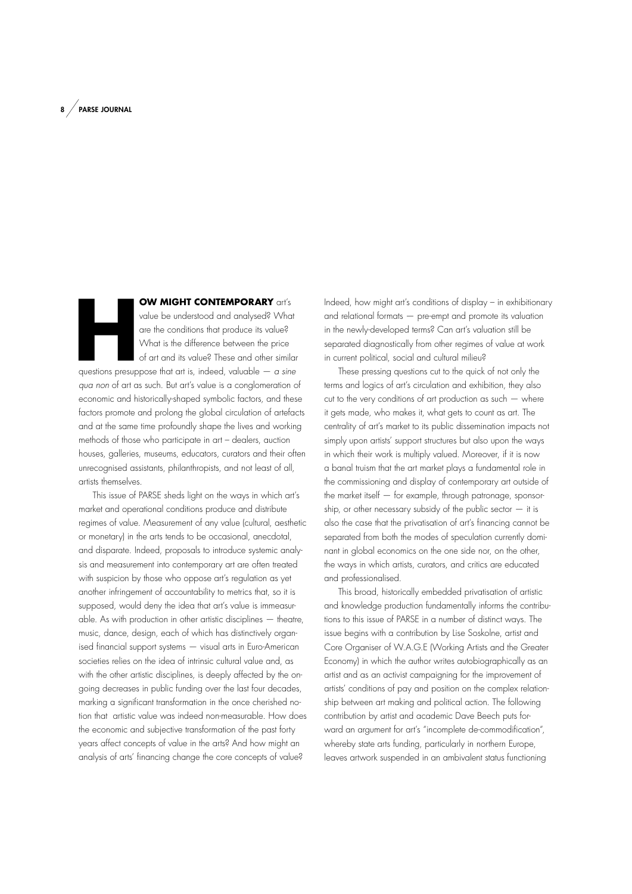**HOW MIGHT CONTEMPORARY** art's value be understood and analysed? What are the conditions that produce its value? What is the difference between the price of art and its value? These and other similar questions presuppose that art is, indeed, valuable — *a sine qua non* of art as such. But art's value is a conglomeration of economic and historically-shaped symbolic factors, and these factors promote and prolong the global circulation of artefacts and at the same time profoundly shape the lives and working methods of those who participate in art – dealers, auction houses, galleries, museums, educators, curators and their often unrecognised assistants, philanthropists, and not least of all, artists themselves.

This issue of PARSE sheds light on the ways in which art's market and operational conditions produce and distribute regimes of value. Measurement of any value (cultural, aesthetic or monetary) in the arts tends to be occasional, anecdotal, and disparate. Indeed, proposals to introduce systemic analysis and measurement into contemporary art are often treated with suspicion by those who oppose art's regulation as yet another infringement of accountability to metrics that, so it is supposed, would deny the idea that art's value is immeasurable. As with production in other artistic disciplines — theatre, music, dance, design, each of which has distinctively organised financial support systems — visual arts in Euro-American societies relies on the idea of intrinsic cultural value and, as with the other artistic disciplines, is deeply affected by the ongoing decreases in public funding over the last four decades, marking a significant transformation in the once cherished notion that artistic value was indeed non-measurable. How does the economic and subjective transformation of the past forty years affect concepts of value in the arts? And how might an analysis of arts' financing change the core concepts of value? Indeed, how might art's conditions of display – in exhibitionary and relational formats — pre-empt and promote its valuation in the newly-developed terms? Can art's valuation still be separated diagnostically from other regimes of value at work in current political, social and cultural milieu?

These pressing questions cut to the quick of not only the terms and logics of art's circulation and exhibition, they also cut to the very conditions of art production as such — where it gets made, who makes it, what gets to count as art. The centrality of art's market to its public dissemination impacts not simply upon artists' support structures but also upon the ways in which their work is multiply valued. Moreover, if it is now a banal truism that the art market plays a fundamental role in the commissioning and display of contemporary art outside of the market itself — for example, through patronage, sponsorship, or other necessary subsidy of the public sector — it is also the case that the privatisation of art's financing cannot be separated from both the modes of speculation currently dominant in global economics on the one side nor, on the other, the ways in which artists, curators, and critics are educated and professionalised.

This broad, historically embedded privatisation of artistic and knowledge production fundamentally informs the contributions to this issue of PARSE in a number of distinct ways. The issue begins with a contribution by Lise Soskolne, artist and Core Organiser of W.A.G.E (Working Artists and the Greater Economy) in which the author writes autobiographically as an artist and as an activist campaigning for the improvement of artists' conditions of pay and position on the complex relationship between art making and political action. The following contribution by artist and academic Dave Beech puts forward an argument for art's "incomplete de-commodification", whereby state arts funding, particularly in northern Europe, leaves artwork suspended in an ambivalent status functioning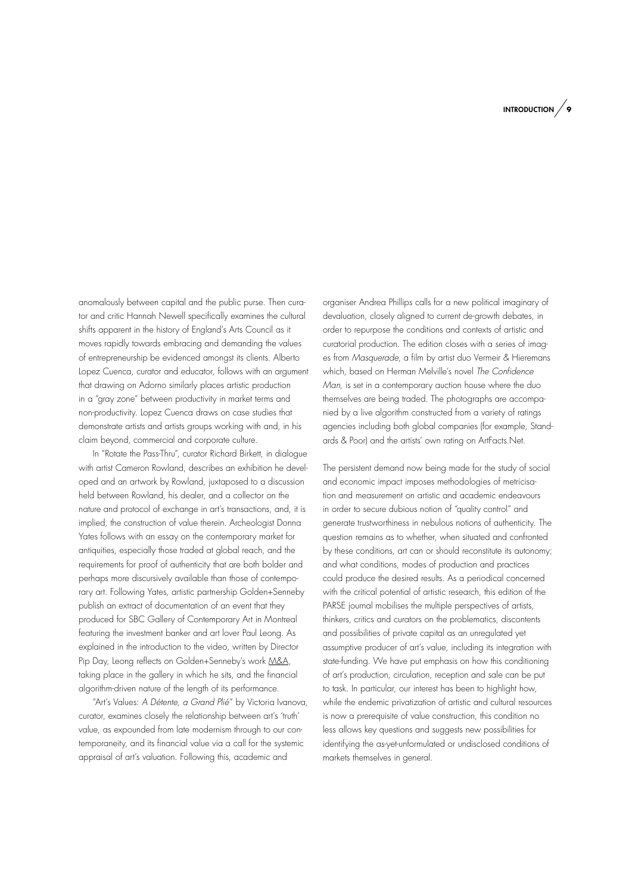anomalously between capital and the public purse. Then curator and critic Hannah Newell specifically examines the cultural shifts apparent in the history of England's Arts Council as it moves rapidly towards embracing and demanding the values of entrepreneurship be evidenced amongst its clients. Alberto Lopez Cuenca, curator and educator, follows with an argument that drawing on Adorno similarly places artistic production in a "gray zone" between productivity in market terms and non-productivity. Lopez Cuenca draws on case studies that demonstrate artists and artists groups working with and, in his claim beyond, commercial and corporate culture.

In "Rotate the Pass-Thru", curator Richard Birkett, in dialogue with artist Cameron Rowland, describes an exhibition he developed and an artwork by Rowland, juxtaposed to a discussion held between Rowland, his dealer, and a collector on the nature and protocol of exchange in art's transactions, and, it is implied, the construction of value therein. Archeologist Donna Yates follows with an essay on the contemporary market for antiquities, especially those traded at global reach, and the requirements for proof of authenticity that are both bolder and perhaps more discursively available than those of contemporary art. Following Yates, artistic partnership Golden+Senneby publish an extract of documentation of an event that they produced for SBC Gallery of Contemporary Art in Montreal featuring the investment banker and art lover Paul Leong. As explained in the introduction to the video, written by Director Pip Day, Leong reflects on Golden+Senneby's work M&A, taking place in the gallery in which he sits, and the financial algorithm-driven nature of the length of its performance.

"Art's Values: *A Détente, a Grand Plié*" by Victoria Ivanova, curator, examines closely the relationship between art's 'truth' value, as expounded from late modernism through to our contemporaneity, and its financial value via a call for the systemic appraisal of art's valuation. Following this, academic and organiser Andrea Phillips calls for a new political imaginary of devaluation, closely aligned to current de-growth debates, in order to repurpose the conditions and contexts of artistic and curatorial production. The edition closes with a series of images from *Masquerade*, a film by artist duo Vermeir & Hieremans which, based on Herman Melville's novel *The Confidence Man*, is set in a contemporary auction house where the duo themselves are being traded. The photographs are accompanied by a live algorithm constructed from a variety of ratings agencies including both global companies (for example, Standards & Poor) and the artists' own rating on ArtFacts.Net.

The persistent demand now being made for the study of social and economic impact imposes methodologies of metricisation and measurement on artistic and academic endeavours in order to secure dubious notion of "quality control" and generate trustworthiness in nebulous notions of authenticity. The question remains as to whether, when situated and confronted by these conditions, art can or should reconstitute its autonomy; and what conditions, modes of production and practices could produce the desired results. As a periodical concerned with the critical potential of artistic research, this edition of the PARSE journal mobilises the multiple perspectives of artists, thinkers, critics and curators on the problematics, discontents and possibilities of private capital as an unregulated yet assumptive producer of art's value, including its integration with state-funding. We have put emphasis on how this conditioning of art's production, circulation, reception and sale can be put to task. In particular, our interest has been to highlight how, while the endemic privatization of artistic and cultural resources is now a prerequisite of value construction, this condition no less allows key questions and suggests new possibilities for identifying the as-yet-unformulated or undisclosed conditions of markets themselves in general.